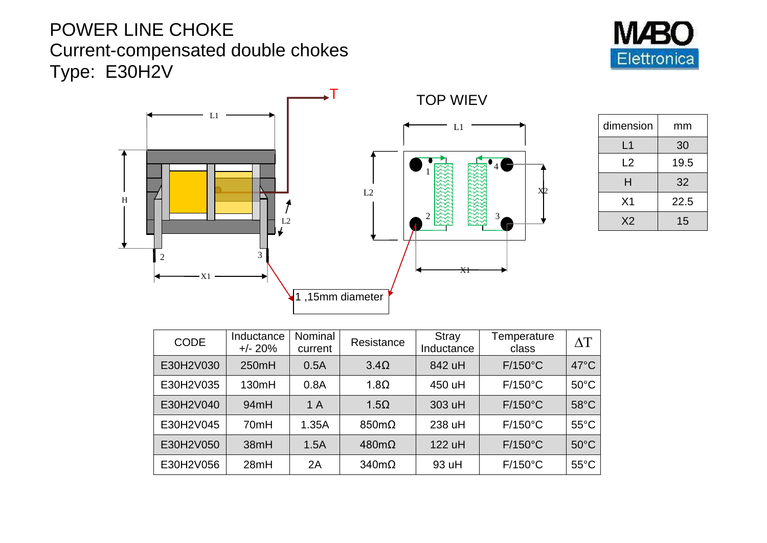# POWER LINE CHOKE
## Current-compensated double chokes
## Type: E30H2V

TOP WIEV

1 ,15mm diameter

| dimension | mm |
|---|---|
| L1 | 30 |
| L2 | 19.5 |
| H | 32 |
| X1 | 22.5 |
| X2 | 15 |

| CODE | Inductance +/- 20% | Nominal current | Resistance | Stray Inductance | Temperature class | ΔT |
|---|---|---|---|---|---|---|
| E30H2V030 | 250mH | 0.5A | 3.4Ω | 842 uH | F/150°C | 47°C |
| E30H2V035 | 130mH | 0.8A | 1.8Ω | 450 uH | F/150°C | 50°C |
| E30H2V040 | 94mH | 1 A | 1.5Ω | 303 uH | F/150°C | 58°C |
| E30H2V045 | 70mH | 1.35A | 850mΩ | 238 uH | F/150°C | 55°C |
| E30H2V050 | 38mH | 1.5A | 480mΩ | 122 uH | F/150°C | 50°C |
| E30H2V056 | 28mH | 2A | 340mΩ | 93 uH | F/150°C | 55°C |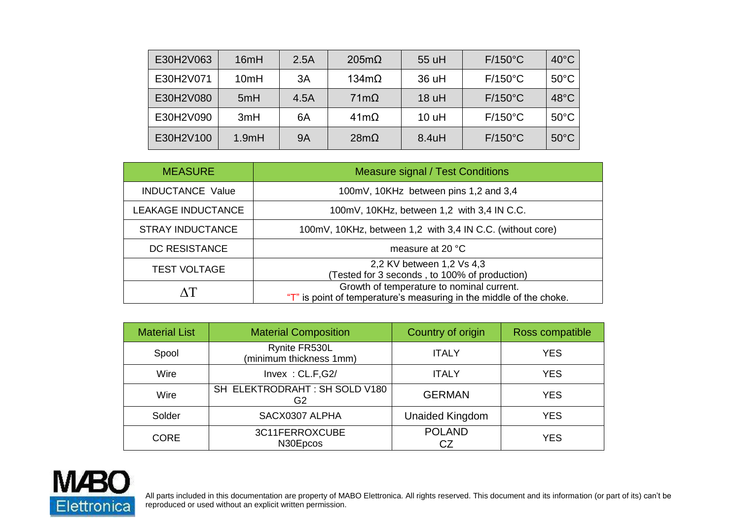| | | | | | | |
|---|---|---|---|---|---|---|
| E30H2V063 | 16mH | 2.5A | 205mΩ | 55 uH | F/150°C | 40°C |
| E30H2V071 | 10mH | 3A | 134mΩ | 36 uH | F/150°C | 50°C |
| E30H2V080 | 5mH | 4.5A | 71mΩ | 18 uH | F/150°C | 48°C |
| E30H2V090 | 3mH | 6A | 41mΩ | 10 uH | F/150°C | 50°C |
| E30H2V100 | 1.9mH | 9A | 28mΩ | 8.4uH | F/150°C | 50°C |

| MEASURE | Measure signal / Test Conditions |
|---|---|
| INDUCTANCE Value | 100mV, 10KHz between pins 1,2 and 3,4 |
| LEAKAGE INDUCTANCE | 100mV, 10KHz, between 1,2 with 3,4 IN C.C. |
| STRAY INDUCTANCE | 100mV, 10KHz, between 1,2 with 3,4 IN C.C. (without core) |
| DC RESISTANCE | measure at 20 °C |
| TEST VOLTAGE | 2,2 KV between 1,2 Vs 4,3<br>(Tested for 3 seconds , to 100% of production) |
| $\Delta T$ | Growth of temperature to nominal current.<br>"T" is point of temperature's measuring in the middle of the choke. |

| Material List | Material Composition | Country of origin | Ross compatible |
|---|---|---|---|
| Spool | Rynite FR530L<br>(minimum thickness 1mm) | ITALY | YES |
| Wire | Invex : CL.F,G2/ | ITALY | YES |
| Wire | SH ELEKTRODRAHT : SH SOLD V180 G2 | GERMAN | YES |
| Solder | SACX0307 ALPHA | Unaided Kingdom | YES |
| CORE | 3C11FERROXCUBE<br>N30Epcos | POLAND<br>CZ | YES |

MABO Elettronica

All parts included in this documentation are property of MABO Elettronica. All rights reserved. This document and its information (or part of its) can't be reproduced or used without an explicit written permission.